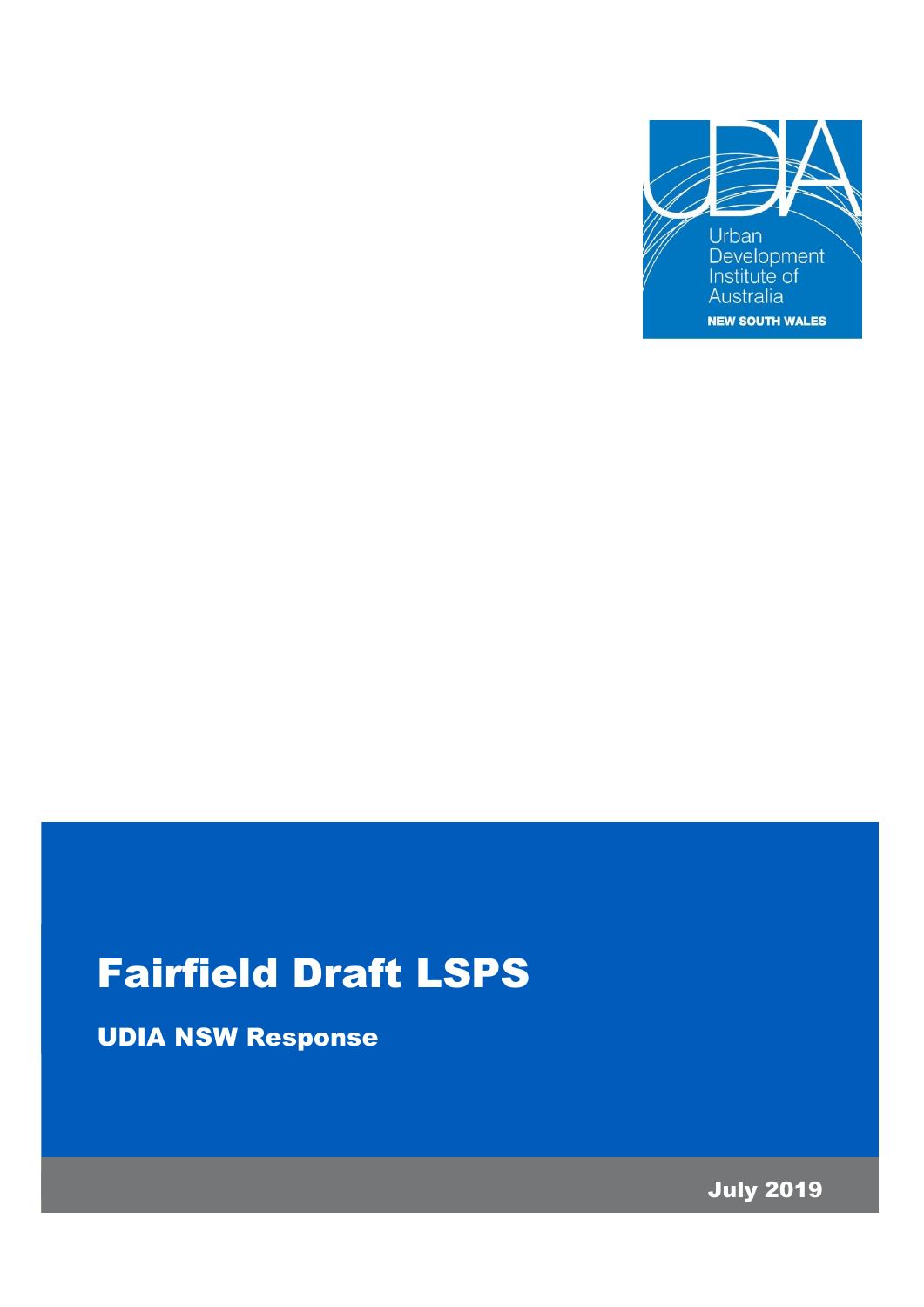Urban Development Institute of Australia

NEW SOUTH WALES

# Fairfield Draft LSPS

## UDIA NSW Response

July 2019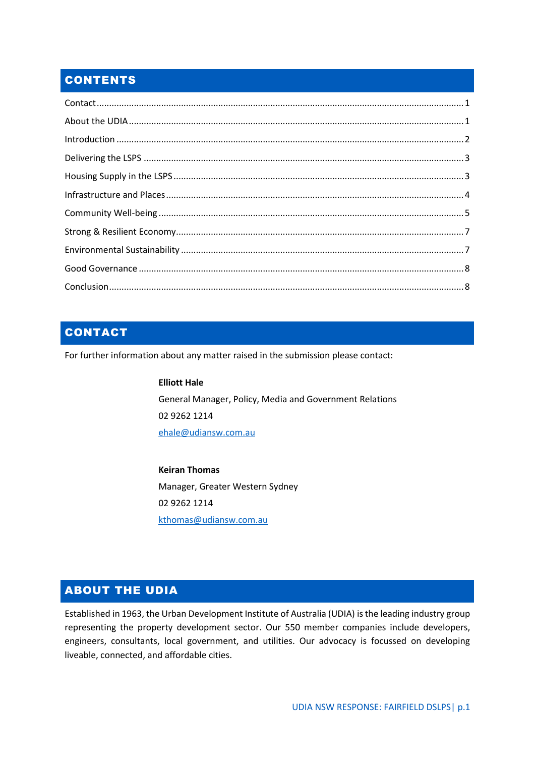## CONTENTS

Contact ........................................................................................................................................ 1

About the UDIA ........................................................................................................................... 1

Introduction ................................................................................................................................ 2

Delivering the LSPS ..................................................................................................................... 3

Housing Supply in the LSPS ......................................................................................................... 3

Infrastructure and Places ............................................................................................................ 4

Community Well-being ............................................................................................................... 5

Strong & Resilient Economy ........................................................................................................ 7

Environmental Sustainability ....................................................................................................... 7

Good Governance ....................................................................................................................... 8

Conclusion .................................................................................................................................. 8

## CONTACT

For further information about any matter raised in the submission please contact:

**Elliott Hale**
General Manager, Policy, Media and Government Relations
02 9262 1214
ehale@udiansw.com.au

**Keiran Thomas**
Manager, Greater Western Sydney
02 9262 1214
kthomas@udiansw.com.au

## ABOUT THE UDIA

Established in 1963, the Urban Development Institute of Australia (UDIA) is the leading industry group representing the property development sector. Our 550 member companies include developers, engineers, consultants, local government, and utilities. Our advocacy is focussed on developing liveable, connected, and affordable cities.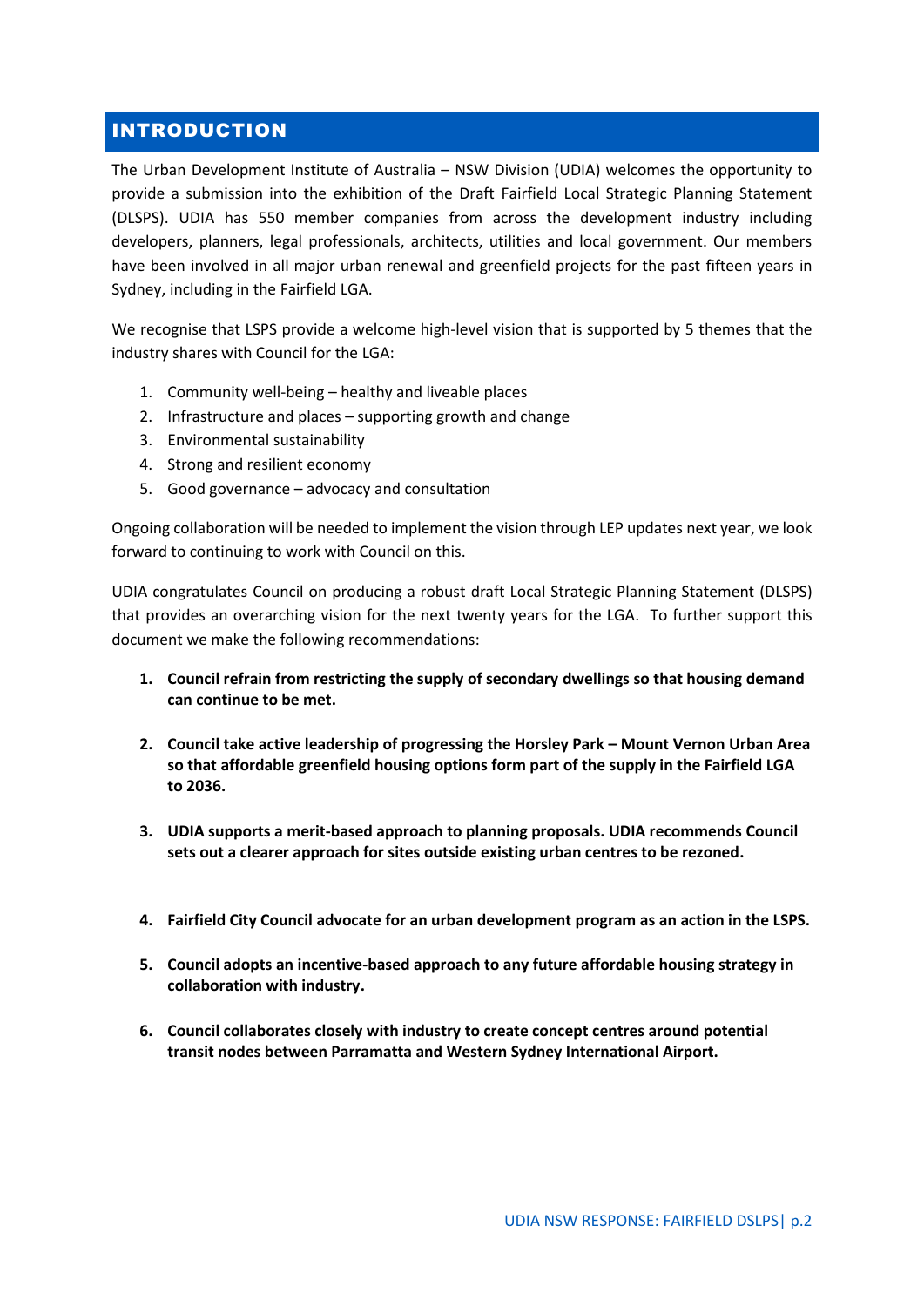## INTRODUCTION

The Urban Development Institute of Australia – NSW Division (UDIA) welcomes the opportunity to provide a submission into the exhibition of the Draft Fairfield Local Strategic Planning Statement (DLSPS). UDIA has 550 member companies from across the development industry including developers, planners, legal professionals, architects, utilities and local government. Our members have been involved in all major urban renewal and greenfield projects for the past fifteen years in Sydney, including in the Fairfield LGA.

We recognise that LSPS provide a welcome high-level vision that is supported by 5 themes that the industry shares with Council for the LGA:

1. Community well-being – healthy and liveable places
2. Infrastructure and places – supporting growth and change
3. Environmental sustainability
4. Strong and resilient economy
5. Good governance – advocacy and consultation

Ongoing collaboration will be needed to implement the vision through LEP updates next year, we look forward to continuing to work with Council on this.

UDIA congratulates Council on producing a robust draft Local Strategic Planning Statement (DLSPS) that provides an overarching vision for the next twenty years for the LGA. To further support this document we make the following recommendations:

1. **Council refrain from restricting the supply of secondary dwellings so that housing demand can continue to be met.**

2. **Council take active leadership of progressing the Horsley Park – Mount Vernon Urban Area so that affordable greenfield housing options form part of the supply in the Fairfield LGA to 2036.**

3. **UDIA supports a merit-based approach to planning proposals. UDIA recommends Council sets out a clearer approach for sites outside existing urban centres to be rezoned.**

4. **Fairfield City Council advocate for an urban development program as an action in the LSPS.**

5. **Council adopts an incentive-based approach to any future affordable housing strategy in collaboration with industry.**

6. **Council collaborates closely with industry to create concept centres around potential transit nodes between Parramatta and Western Sydney International Airport.**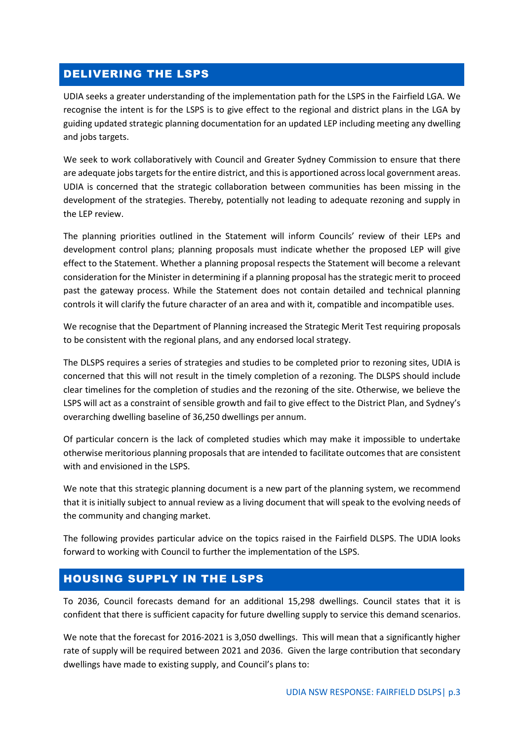## DELIVERING THE LSPS

UDIA seeks a greater understanding of the implementation path for the LSPS in the Fairfield LGA. We recognise the intent is for the LSPS is to give effect to the regional and district plans in the LGA by guiding updated strategic planning documentation for an updated LEP including meeting any dwelling and jobs targets.

We seek to work collaboratively with Council and Greater Sydney Commission to ensure that there are adequate jobs targets for the entire district, and this is apportioned across local government areas. UDIA is concerned that the strategic collaboration between communities has been missing in the development of the strategies. Thereby, potentially not leading to adequate rezoning and supply in the LEP review.

The planning priorities outlined in the Statement will inform Councils' review of their LEPs and development control plans; planning proposals must indicate whether the proposed LEP will give effect to the Statement. Whether a planning proposal respects the Statement will become a relevant consideration for the Minister in determining if a planning proposal has the strategic merit to proceed past the gateway process. While the Statement does not contain detailed and technical planning controls it will clarify the future character of an area and with it, compatible and incompatible uses.

We recognise that the Department of Planning increased the Strategic Merit Test requiring proposals to be consistent with the regional plans, and any endorsed local strategy.

The DLSPS requires a series of strategies and studies to be completed prior to rezoning sites, UDIA is concerned that this will not result in the timely completion of a rezoning. The DLSPS should include clear timelines for the completion of studies and the rezoning of the site. Otherwise, we believe the LSPS will act as a constraint of sensible growth and fail to give effect to the District Plan, and Sydney's overarching dwelling baseline of 36,250 dwellings per annum.

Of particular concern is the lack of completed studies which may make it impossible to undertake otherwise meritorious planning proposals that are intended to facilitate outcomes that are consistent with and envisioned in the LSPS.

We note that this strategic planning document is a new part of the planning system, we recommend that it is initially subject to annual review as a living document that will speak to the evolving needs of the community and changing market.

The following provides particular advice on the topics raised in the Fairfield DLSPS. The UDIA looks forward to working with Council to further the implementation of the LSPS.

## HOUSING SUPPLY IN THE LSPS

To 2036, Council forecasts demand for an additional 15,298 dwellings. Council states that it is confident that there is sufficient capacity for future dwelling supply to service this demand scenarios.

We note that the forecast for 2016-2021 is 3,050 dwellings. This will mean that a significantly higher rate of supply will be required between 2021 and 2036. Given the large contribution that secondary dwellings have made to existing supply, and Council's plans to: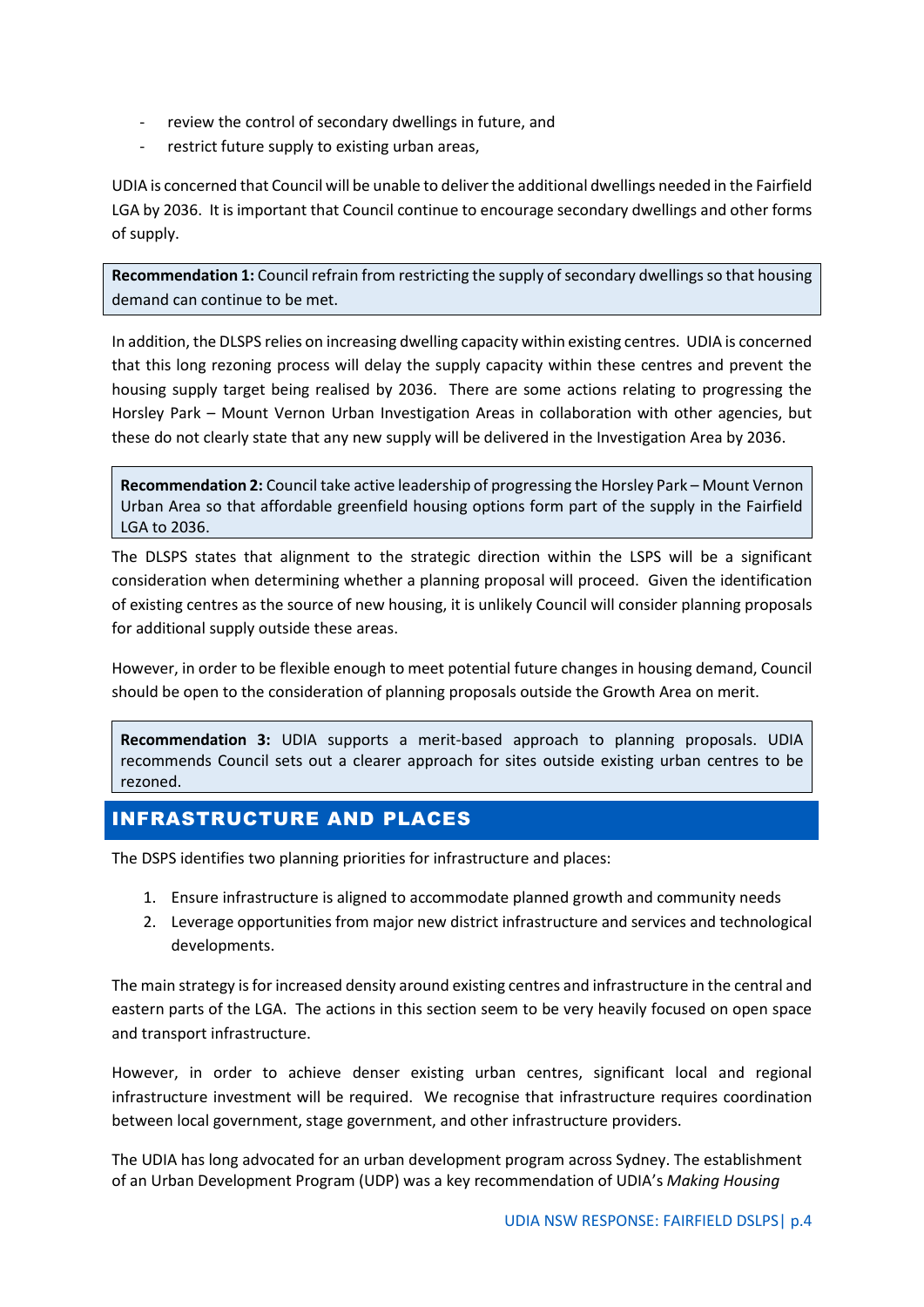- review the control of secondary dwellings in future, and
- restrict future supply to existing urban areas,

UDIA is concerned that Council will be unable to deliver the additional dwellings needed in the Fairfield LGA by 2036. It is important that Council continue to encourage secondary dwellings and other forms of supply.

> **Recommendation 1:** Council refrain from restricting the supply of secondary dwellings so that housing demand can continue to be met.

In addition, the DLSPS relies on increasing dwelling capacity within existing centres. UDIA is concerned that this long rezoning process will delay the supply capacity within these centres and prevent the housing supply target being realised by 2036. There are some actions relating to progressing the Horsley Park – Mount Vernon Urban Investigation Areas in collaboration with other agencies, but these do not clearly state that any new supply will be delivered in the Investigation Area by 2036.

> **Recommendation 2:** Council take active leadership of progressing the Horsley Park – Mount Vernon Urban Area so that affordable greenfield housing options form part of the supply in the Fairfield LGA to 2036.

The DLSPS states that alignment to the strategic direction within the LSPS will be a significant consideration when determining whether a planning proposal will proceed. Given the identification of existing centres as the source of new housing, it is unlikely Council will consider planning proposals for additional supply outside these areas.

However, in order to be flexible enough to meet potential future changes in housing demand, Council should be open to the consideration of planning proposals outside the Growth Area on merit.

> **Recommendation 3:** UDIA supports a merit-based approach to planning proposals. UDIA recommends Council sets out a clearer approach for sites outside existing urban centres to be rezoned.

## INFRASTRUCTURE AND PLACES

The DSPS identifies two planning priorities for infrastructure and places:

1. Ensure infrastructure is aligned to accommodate planned growth and community needs
2. Leverage opportunities from major new district infrastructure and services and technological developments.

The main strategy is for increased density around existing centres and infrastructure in the central and eastern parts of the LGA. The actions in this section seem to be very heavily focused on open space and transport infrastructure.

However, in order to achieve denser existing urban centres, significant local and regional infrastructure investment will be required. We recognise that infrastructure requires coordination between local government, stage government, and other infrastructure providers.

The UDIA has long advocated for an urban development program across Sydney. The establishment of an Urban Development Program (UDP) was a key recommendation of UDIA's *Making Housing*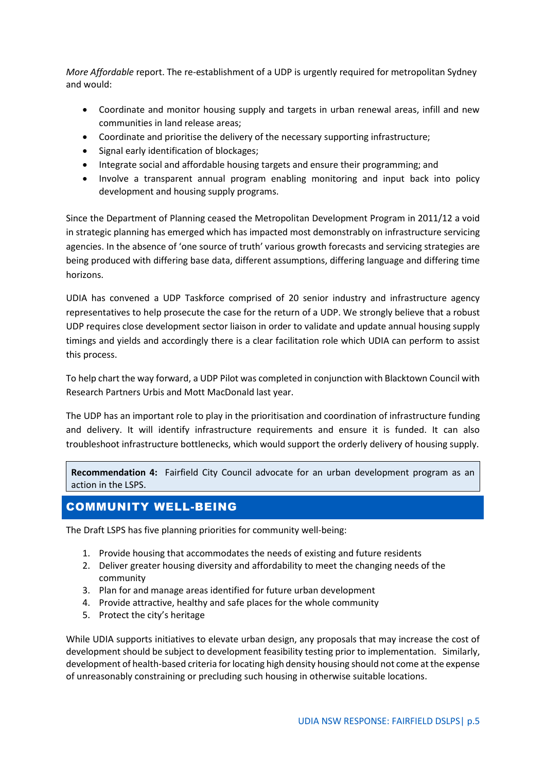*More Affordable* report. The re-establishment of a UDP is urgently required for metropolitan Sydney and would:

- Coordinate and monitor housing supply and targets in urban renewal areas, infill and new communities in land release areas;
- Coordinate and prioritise the delivery of the necessary supporting infrastructure;
- Signal early identification of blockages;
- Integrate social and affordable housing targets and ensure their programming; and
- Involve a transparent annual program enabling monitoring and input back into policy development and housing supply programs.

Since the Department of Planning ceased the Metropolitan Development Program in 2011/12 a void in strategic planning has emerged which has impacted most demonstrably on infrastructure servicing agencies. In the absence of 'one source of truth' various growth forecasts and servicing strategies are being produced with differing base data, different assumptions, differing language and differing time horizons.

UDIA has convened a UDP Taskforce comprised of 20 senior industry and infrastructure agency representatives to help prosecute the case for the return of a UDP. We strongly believe that a robust UDP requires close development sector liaison in order to validate and update annual housing supply timings and yields and accordingly there is a clear facilitation role which UDIA can perform to assist this process.

To help chart the way forward, a UDP Pilot was completed in conjunction with Blacktown Council with Research Partners Urbis and Mott MacDonald last year.

The UDP has an important role to play in the prioritisation and coordination of infrastructure funding and delivery. It will identify infrastructure requirements and ensure it is funded. It can also troubleshoot infrastructure bottlenecks, which would support the orderly delivery of housing supply.

> **Recommendation 4:** Fairfield City Council advocate for an urban development program as an action in the LSPS.

## COMMUNITY WELL-BEING

The Draft LSPS has five planning priorities for community well-being:

1. Provide housing that accommodates the needs of existing and future residents
2. Deliver greater housing diversity and affordability to meet the changing needs of the community
3. Plan for and manage areas identified for future urban development
4. Provide attractive, healthy and safe places for the whole community
5. Protect the city's heritage

While UDIA supports initiatives to elevate urban design, any proposals that may increase the cost of development should be subject to development feasibility testing prior to implementation. Similarly, development of health-based criteria for locating high density housing should not come at the expense of unreasonably constraining or precluding such housing in otherwise suitable locations.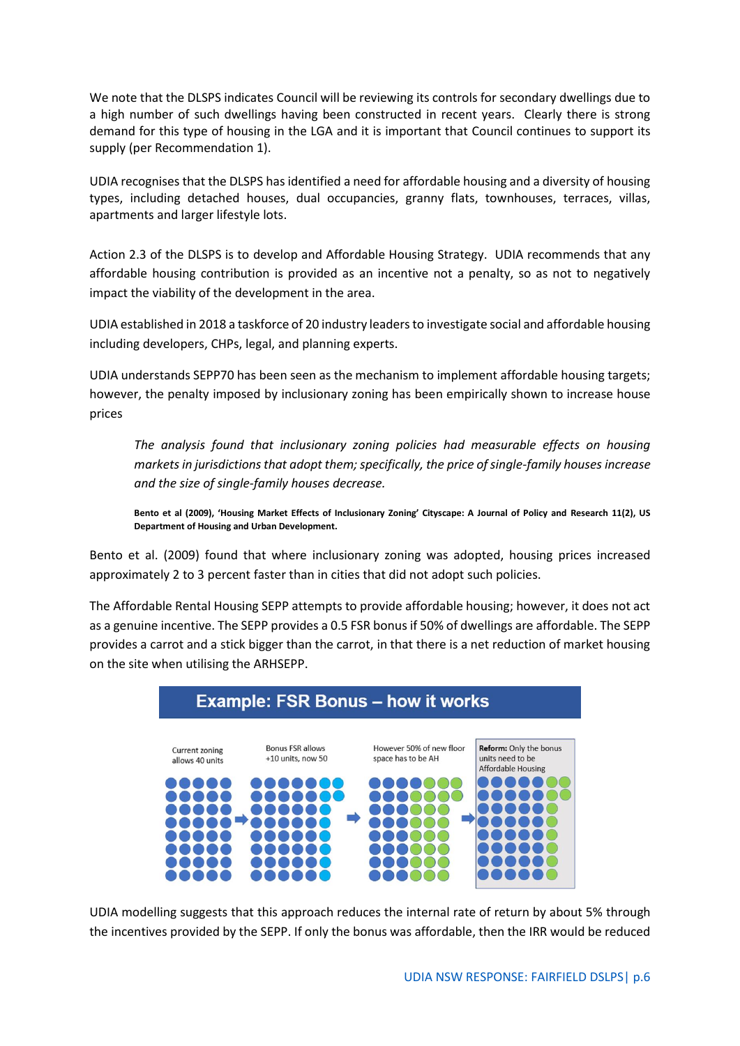We note that the DLSPS indicates Council will be reviewing its controls for secondary dwellings due to a high number of such dwellings having been constructed in recent years. Clearly there is strong demand for this type of housing in the LGA and it is important that Council continues to support its supply (per Recommendation 1).

UDIA recognises that the DLSPS has identified a need for affordable housing and a diversity of housing types, including detached houses, dual occupancies, granny flats, townhouses, terraces, villas, apartments and larger lifestyle lots.

Action 2.3 of the DLSPS is to develop and Affordable Housing Strategy. UDIA recommends that any affordable housing contribution is provided as an incentive not a penalty, so as not to negatively impact the viability of the development in the area.

UDIA established in 2018 a taskforce of 20 industry leaders to investigate social and affordable housing including developers, CHPs, legal, and planning experts.

UDIA understands SEPP70 has been seen as the mechanism to implement affordable housing targets; however, the penalty imposed by inclusionary zoning has been empirically shown to increase house prices

> *The analysis found that inclusionary zoning policies had measurable effects on housing markets in jurisdictions that adopt them; specifically, the price of single-family houses increase and the size of single-family houses decrease.*
>
> **Bento et al (2009), 'Housing Market Effects of Inclusionary Zoning' Cityscape: A Journal of Policy and Research 11(2), US Department of Housing and Urban Development.**

Bento et al. (2009) found that where inclusionary zoning was adopted, housing prices increased approximately 2 to 3 percent faster than in cities that did not adopt such policies.

The Affordable Rental Housing SEPP attempts to provide affordable housing; however, it does not act as a genuine incentive. The SEPP provides a 0.5 FSR bonus if 50% of dwellings are affordable. The SEPP provides a carrot and a stick bigger than the carrot, in that there is a net reduction of market housing on the site when utilising the ARHSEPP.

**Example: FSR Bonus – how it works**

Current zoning allows 40 units → Bonus FSR allows +10 units, now 50 → However 50% of new floor space has to be AH → **Reform:** Only the bonus units need to be Affordable Housing

UDIA modelling suggests that this approach reduces the internal rate of return by about 5% through the incentives provided by the SEPP. If only the bonus was affordable, then the IRR would be reduced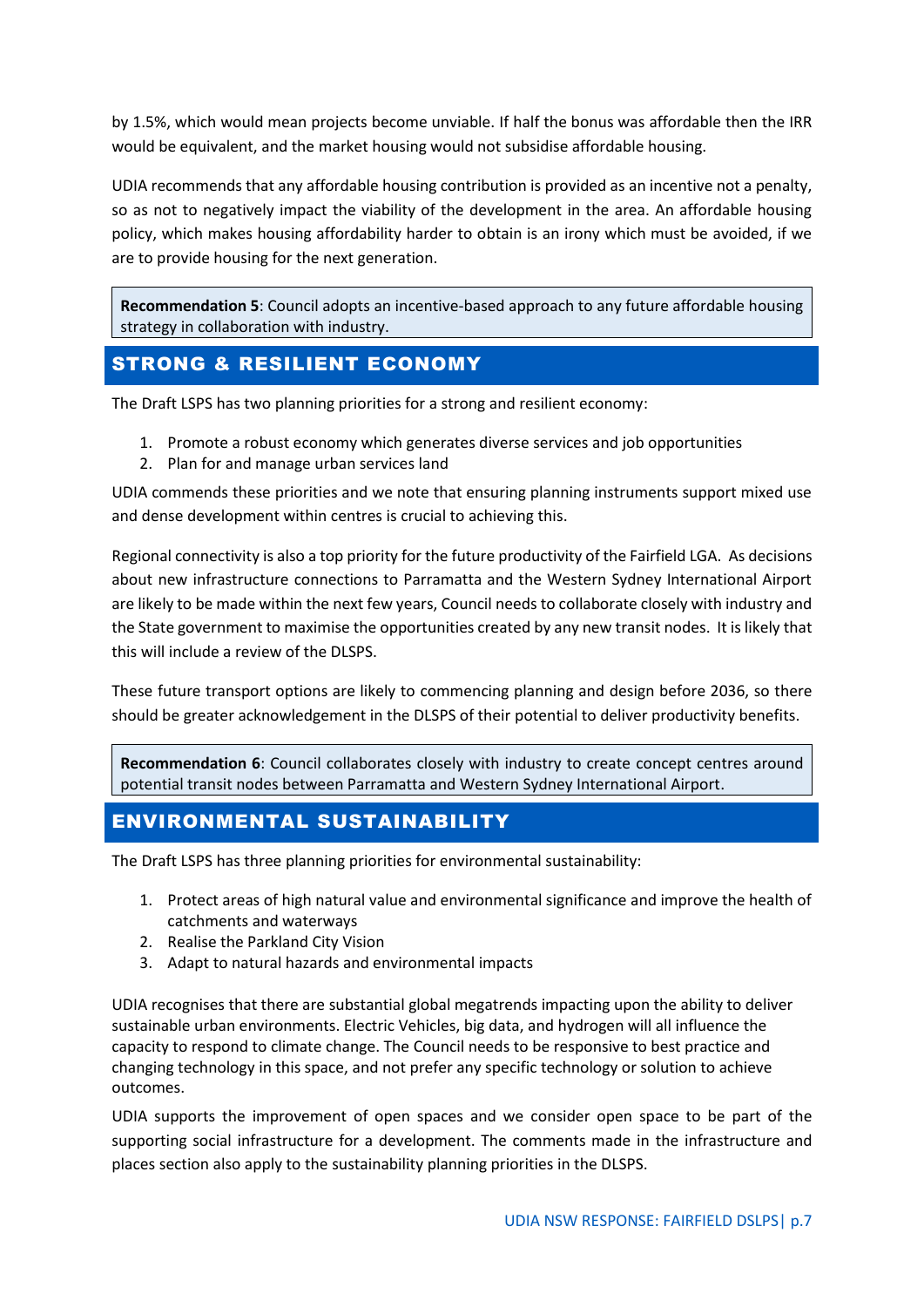by 1.5%, which would mean projects become unviable. If half the bonus was affordable then the IRR would be equivalent, and the market housing would not subsidise affordable housing.

UDIA recommends that any affordable housing contribution is provided as an incentive not a penalty, so as not to negatively impact the viability of the development in the area. An affordable housing policy, which makes housing affordability harder to obtain is an irony which must be avoided, if we are to provide housing for the next generation.

> **Recommendation 5**: Council adopts an incentive-based approach to any future affordable housing strategy in collaboration with industry.

## STRONG & RESILIENT ECONOMY

The Draft LSPS has two planning priorities for a strong and resilient economy:

1. Promote a robust economy which generates diverse services and job opportunities
2. Plan for and manage urban services land

UDIA commends these priorities and we note that ensuring planning instruments support mixed use and dense development within centres is crucial to achieving this.

Regional connectivity is also a top priority for the future productivity of the Fairfield LGA. As decisions about new infrastructure connections to Parramatta and the Western Sydney International Airport are likely to be made within the next few years, Council needs to collaborate closely with industry and the State government to maximise the opportunities created by any new transit nodes. It is likely that this will include a review of the DLSPS.

These future transport options are likely to commencing planning and design before 2036, so there should be greater acknowledgement in the DLSPS of their potential to deliver productivity benefits.

> **Recommendation 6**: Council collaborates closely with industry to create concept centres around potential transit nodes between Parramatta and Western Sydney International Airport.

## ENVIRONMENTAL SUSTAINABILITY

The Draft LSPS has three planning priorities for environmental sustainability:

1. Protect areas of high natural value and environmental significance and improve the health of catchments and waterways
2. Realise the Parkland City Vision
3. Adapt to natural hazards and environmental impacts

UDIA recognises that there are substantial global megatrends impacting upon the ability to deliver sustainable urban environments. Electric Vehicles, big data, and hydrogen will all influence the capacity to respond to climate change. The Council needs to be responsive to best practice and changing technology in this space, and not prefer any specific technology or solution to achieve outcomes.

UDIA supports the improvement of open spaces and we consider open space to be part of the supporting social infrastructure for a development. The comments made in the infrastructure and places section also apply to the sustainability planning priorities in the DLSPS.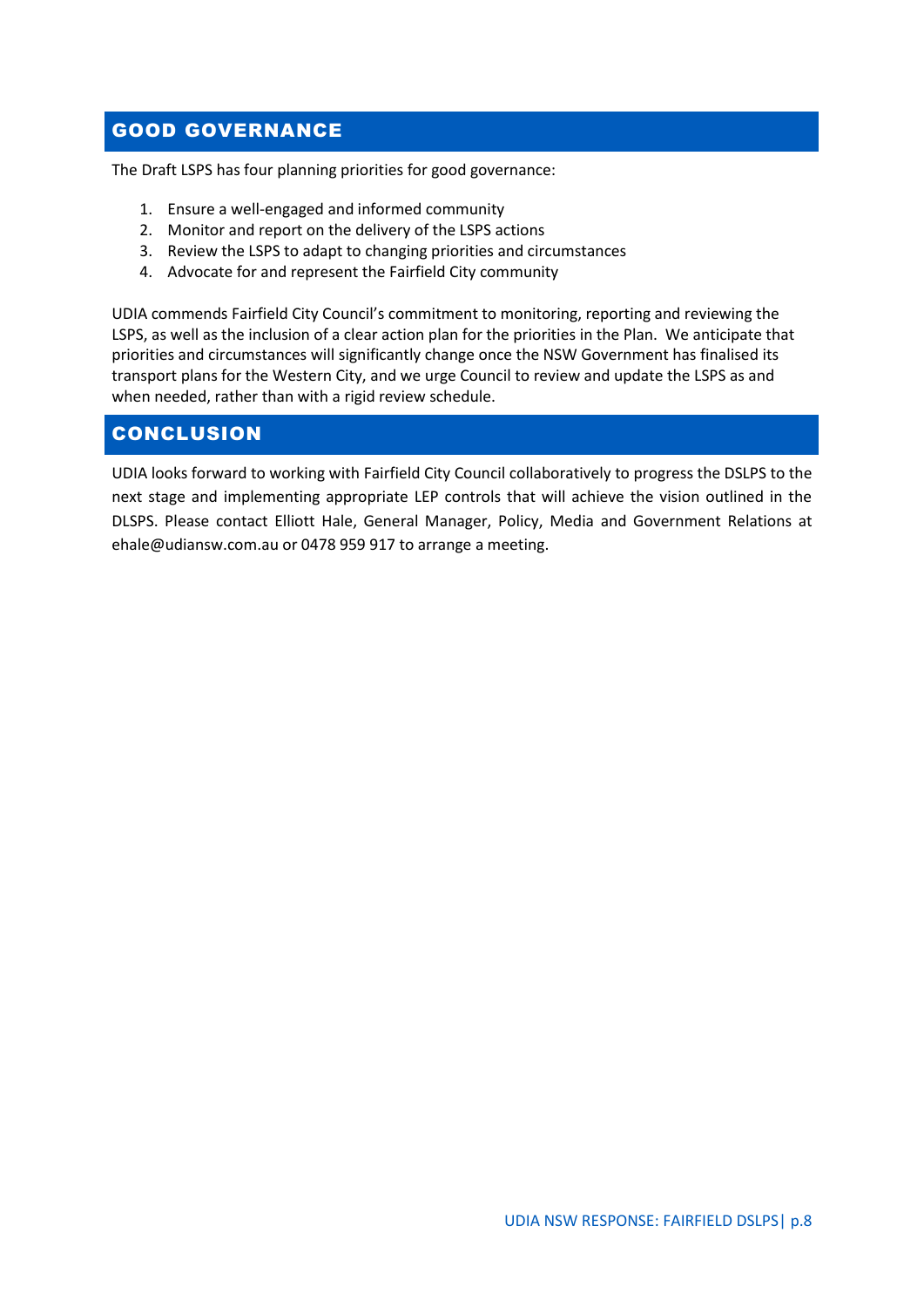## GOOD GOVERNANCE

The Draft LSPS has four planning priorities for good governance:

1. Ensure a well-engaged and informed community
2. Monitor and report on the delivery of the LSPS actions
3. Review the LSPS to adapt to changing priorities and circumstances
4. Advocate for and represent the Fairfield City community

UDIA commends Fairfield City Council's commitment to monitoring, reporting and reviewing the LSPS, as well as the inclusion of a clear action plan for the priorities in the Plan. We anticipate that priorities and circumstances will significantly change once the NSW Government has finalised its transport plans for the Western City, and we urge Council to review and update the LSPS as and when needed, rather than with a rigid review schedule.

## CONCLUSION

UDIA looks forward to working with Fairfield City Council collaboratively to progress the DSLPS to the next stage and implementing appropriate LEP controls that will achieve the vision outlined in the DLSPS. Please contact Elliott Hale, General Manager, Policy, Media and Government Relations at ehale@udiansw.com.au or 0478 959 917 to arrange a meeting.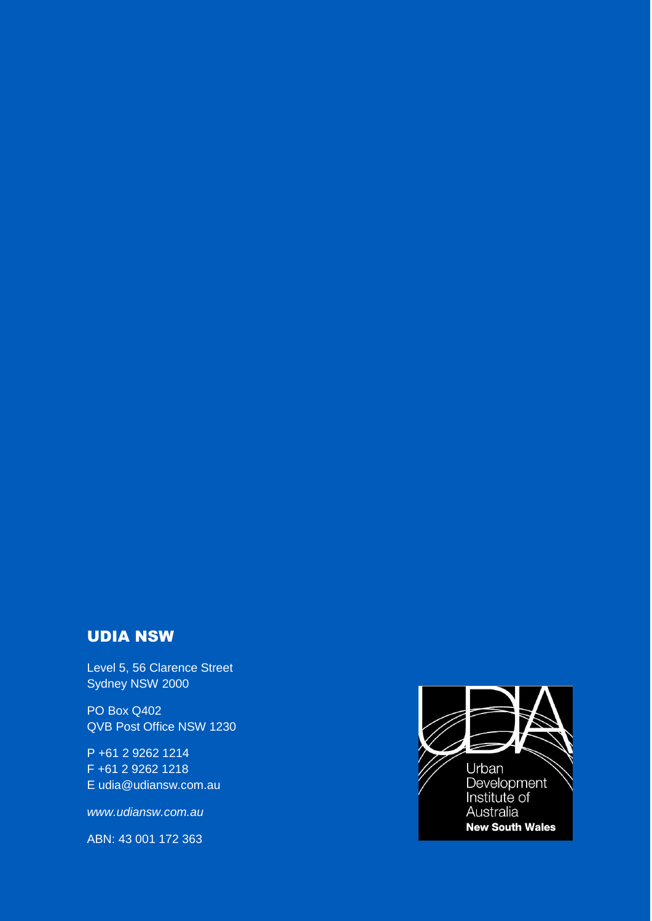## UDIA NSW

Level 5, 56 Clarence Street
Sydney NSW 2000

PO Box Q402
QVB Post Office NSW 1230

P +61 2 9262 1214
F +61 2 9262 1218
E udia@udiansw.com.au

*www.udiansw.com.au*

ABN: 43 001 172 363

Urban
Development
Institute of
Australia
**New South Wales**